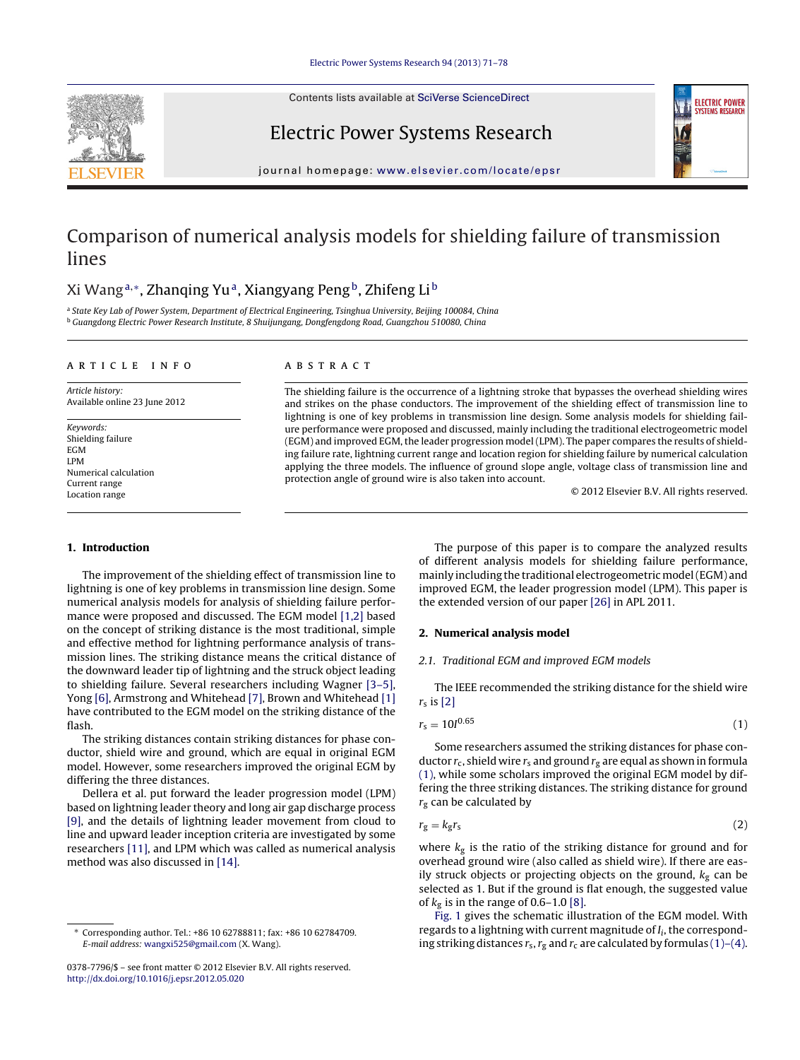# Comparison of numerical analysis models for shielding failure of transmission lines

Xi Wang[a,*], Zhanqing Yu[a], Xiangyang Peng[b], Zhifeng Li[b]

[a] State Key Lab of Power System, Department of Electrical Engineering, Tsinghua University, Beijing 100084, China
[b] Guangdong Electric Power Research Institute, 8 Shuijungang, Dongfengdong Road, Guangzhou 510080, China

**ARTICLE INFO**

*Article history:*
Available online 23 June 2012

*Keywords:*
Shielding failure
EGM
LPM
Numerical calculation
Current range
Location range

**ABSTRACT**

The shielding failure is the occurrence of a lightning stroke that bypasses the overhead shielding wires and strikes on the phase conductors. The improvement of the shielding effect of transmission line to lightning is one of key problems in transmission line design. Some analysis models for shielding failure performance were proposed and discussed, mainly including the traditional electrogeometric model (EGM) and improved EGM, the leader progression model (LPM). The paper compares the results of shielding failure rate, lightning current range and location region for shielding failure by numerical calculation applying the three models. The influence of ground slope angle, voltage class of transmission line and protection angle of ground wire is also taken into account.

© 2012 Elsevier B.V. All rights reserved.

## 1. Introduction

The improvement of the shielding effect of transmission line to lightning is one of key problems in transmission line design. Some numerical analysis models for analysis of shielding failure performance were proposed and discussed. The EGM model [1,2] based on the concept of striking distance is the most traditional, simple and effective method for lightning performance analysis of transmission lines. The striking distance means the critical distance of the downward leader tip of lightning and the struck object leading to shielding failure. Several researchers including Wagner [3–5], Yong [6], Armstrong and Whitehead [7], Brown and Whitehead [1] have contributed to the EGM model on the striking distance of the flash.

The striking distances contain striking distances for phase conductor, shield wire and ground, which are equal in original EGM model. However, some researchers improved the original EGM by differing the three distances.

Dellera et al. put forward the leader progression model (LPM) based on lightning leader theory and long air gap discharge process [9], and the details of lightning leader movement from cloud to line and upward leader inception criteria are investigated by some researchers [11], and LPM which was called as numerical analysis method was also discussed in [14].

The purpose of this paper is to compare the analyzed results of different analysis models for shielding failure performance, mainly including the traditional electrogeometric model (EGM) and improved EGM, the leader progression model (LPM). This paper is the extended version of our paper [26] in APL 2011.

## 2. Numerical analysis model

### 2.1. Traditional EGM and improved EGM models

The IEEE recommended the striking distance for the shield wire $r_s$ is [2]

$$r_s = 10I^{0.65} \tag{1}$$

Some researchers assumed the striking distances for phase conductor $r_c$, shield wire $r_s$ and ground $r_g$ are equal as shown in formula (1), while some scholars improved the original EGM model by differing the three striking distances. The striking distance for ground $r_g$ can be calculated by

$$r_g = k_g r_s \tag{2}$$

where $k_g$ is the ratio of the striking distance for ground and for overhead ground wire (also called as shield wire). If there are easily struck objects or projecting objects on the ground, $k_g$ can be selected as 1. But if the ground is flat enough, the suggested value of $k_g$ is in the range of 0.6–1.0 [8].

Fig. 1 gives the schematic illustration of the EGM model. With regards to a lightning with current magnitude of $I_i$, the corresponding striking distances $r_s$, $r_g$ and $r_c$ are calculated by formulas (1)–(4).

* Corresponding author. Tel.: +86 10 62788811; fax: +86 10 62784709.
*E-mail address:* wangxi525@gmail.com (X. Wang).

0378-7796/$ – see front matter © 2012 Elsevier B.V. All rights reserved.
http://dx.doi.org/10.1016/j.epsr.2012.05.020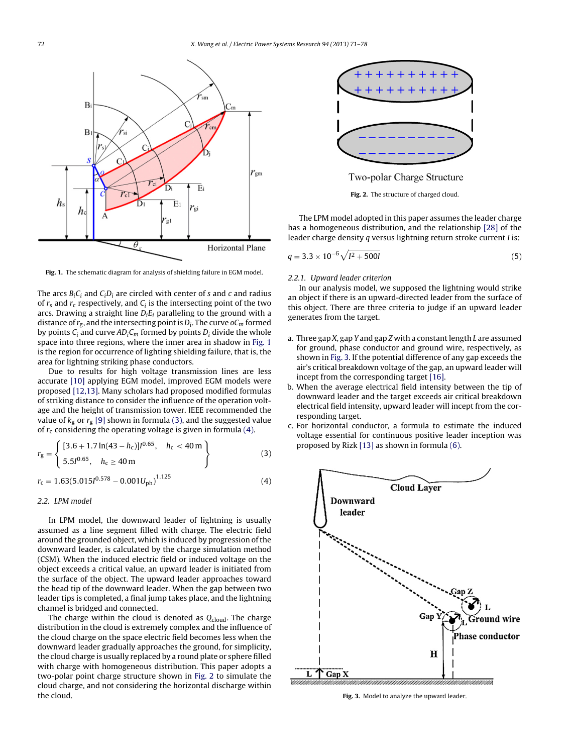Fig. 1. The schematic diagram for analysis of shielding failure in EGM model.

The arcs $B_iC_i$ and $C_iD_i$ are circled with center of $s$ and $c$ and radius of $r_s$ and $r_c$ respectively, and $C_i$ is the intersecting point of the two arcs. Drawing a straight line $D_iE_i$ paralleling to the ground with a distance of $r_g$, and the intersecting point is $D_i$. The curve $oC_m$ formed by points $C_i$ and curve $AD_iC_m$ formed by points $D_i$ divide the whole space into three regions, where the inner area in shadow in Fig. 1 is the region for occurrence of lighting shielding failure, that is, the area for lightning striking phase conductors.

Due to results for high voltage transmission lines are less accurate [10] applying EGM model, improved EGM models were proposed [12,13]. Many scholars had proposed modified formulas of striking distance to consider the influence of the operation voltage and the height of transmission tower. IEEE recommended the value of $k_g$ or $r_g$ [9] shown in formula (3), and the suggested value of $r_c$ considering the operating voltage is given in formula (4).

$$r_g = \begin{cases} [3.6 + 1.7\ln(43 - h_c)]I^{0.65}, & h_c < 40\,\text{m} \\ 5.5I^{0.65}, & h_c \geq 40\,\text{m} \end{cases} \quad (3)$$

$$r_c = 1.63(5.015I^{0.578} - 0.001U_{ph})^{1.125} \quad (4)$$

### 2.2. LPM model

In LPM model, the downward leader of lightning is usually assumed as a line segment filled with charge. The electric field around the grounded object, which is induced by progression of the downward leader, is calculated by the charge simulation method (CSM). When the induced electric field or induced voltage on the object exceeds a critical value, an upward leader is initiated from the surface of the object. The upward leader approaches toward the head tip of the downward leader. When the gap between two leader tips is completed, a final jump takes place, and the lightning channel is bridged and connected.

The charge within the cloud is denoted as $Q_{cloud}$. The charge distribution in the cloud is extremely complex and the influence of the cloud charge on the space electric field becomes less when the downward leader gradually approaches the ground, for simplicity, the cloud charge is usually replaced by a round plate or sphere filled with charge with homogeneous distribution. This paper adopts a two-polar point charge structure shown in Fig. 2 to simulate the cloud charge, and not considering the horizontal discharge within the cloud.

Fig. 2. The structure of charged cloud.

The LPM model adopted in this paper assumes the leader charge has a homogeneous distribution, and the relationship [28] of the leader charge density $q$ versus lightning return stroke current $I$ is:

$$q = 3.3 \times 10^{-6}\sqrt{I^2 + 500I} \quad (5)$$

#### 2.2.1. Upward leader criterion

In our analysis model, we supposed the lightning would strike an object if there is an upward-directed leader from the surface of this object. There are three criteria to judge if an upward leader generates from the target.

a. Three gap $X$, gap $Y$ and gap $Z$ with a constant length $L$ are assumed for ground, phase conductor and ground wire, respectively, as shown in Fig. 3. If the potential difference of any gap exceeds the air's critical breakdown voltage of the gap, an upward leader will incept from the corresponding target [16].
b. When the average electrical field intensity between the tip of downward leader and the target exceeds air critical breakdown electrical field intensity, upward leader will incept from the corresponding target.
c. For horizontal conductor, a formula to estimate the induced voltage essential for continuous positive leader inception was proposed by Rizk [13] as shown in formula (6).

Fig. 3. Model to analyze the upward leader.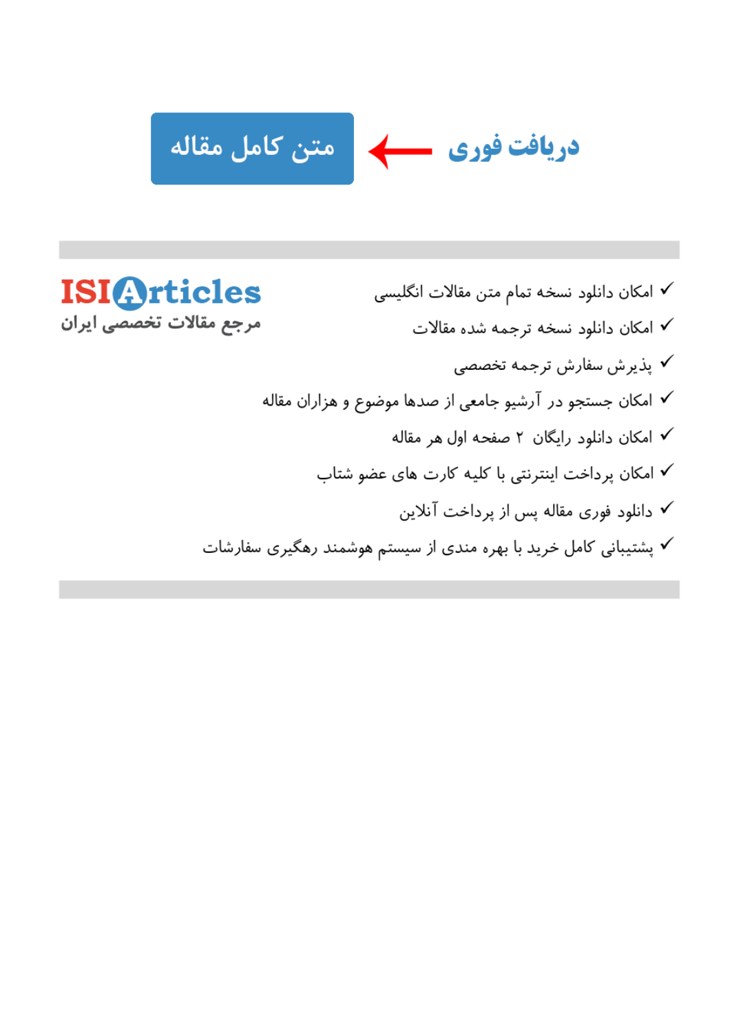دریافت فوری ← متن کامل مقاله

ISIArticles
مرجع مقالات تخصصی ایران

- ✓ امکان دانلود نسخه تمام متن مقالات انگلیسی
- ✓ امکان دانلود نسخه ترجمه شده مقالات
- ✓ پذیرش سفارش ترجمه تخصصی
- ✓ امکان جستجو در آرشیو جامعی از صدها موضوع و هزاران مقاله
- ✓ امکان دانلود رایگان ۲ صفحه اول هر مقاله
- ✓ امکان پرداخت اینترنتی با کلیه کارت های عضو شتاب
- ✓ دانلود فوری مقاله پس از پرداخت آنلاین
- ✓ پشتیبانی کامل خرید با بهره مندی از سیستم هوشمند رهگیری سفارشات